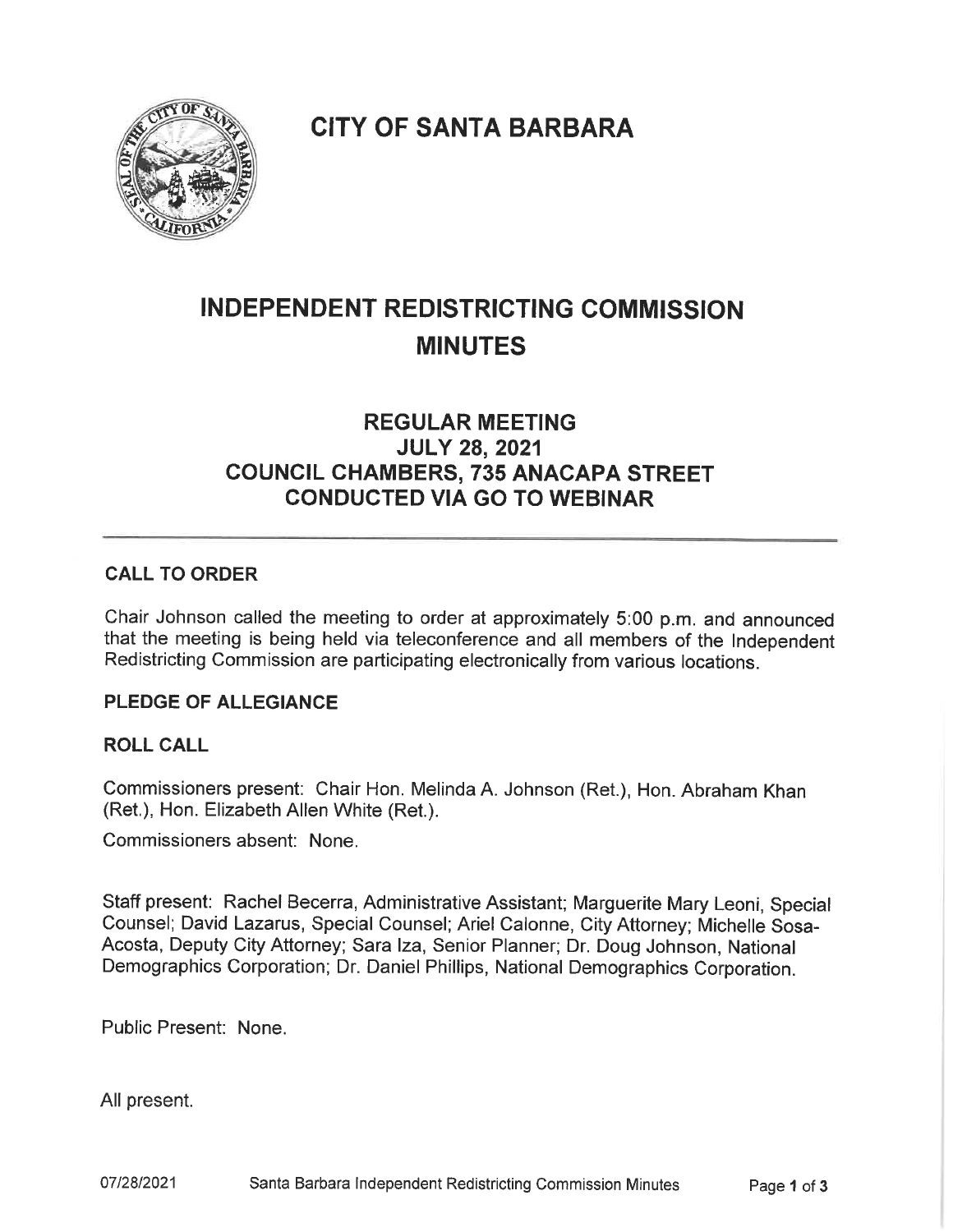# CITY OF SANTA BARBARA

# INDEPENDENT REDISTRICTING COMMISSION MINUTES

## REGULAR MEETING
## JULY 28, 2021
## COUNCIL CHAMBERS, 735 ANACAPA STREET
## CONDUCTED VIA GO TO WEBINAR

---

### CALL TO ORDER

Chair Johnson called the meeting to order at approximately 5:00 p.m. and announced that the meeting is being held via teleconference and all members of the Independent Redistricting Commission are participating electronically from various locations.

### PLEDGE OF ALLEGIANCE

### ROLL CALL

Commissioners present: Chair Hon. Melinda A. Johnson (Ret.), Hon. Abraham Khan (Ret.), Hon. Elizabeth Allen White (Ret.).

Commissioners absent: None.

Staff present: Rachel Becerra, Administrative Assistant; Marguerite Mary Leoni, Special Counsel; David Lazarus, Special Counsel; Ariel Calonne, City Attorney; Michelle Sosa-Acosta, Deputy City Attorney; Sara Iza, Senior Planner; Dr. Doug Johnson, National Demographics Corporation; Dr. Daniel Phillips, National Demographics Corporation.

Public Present: None.

All present.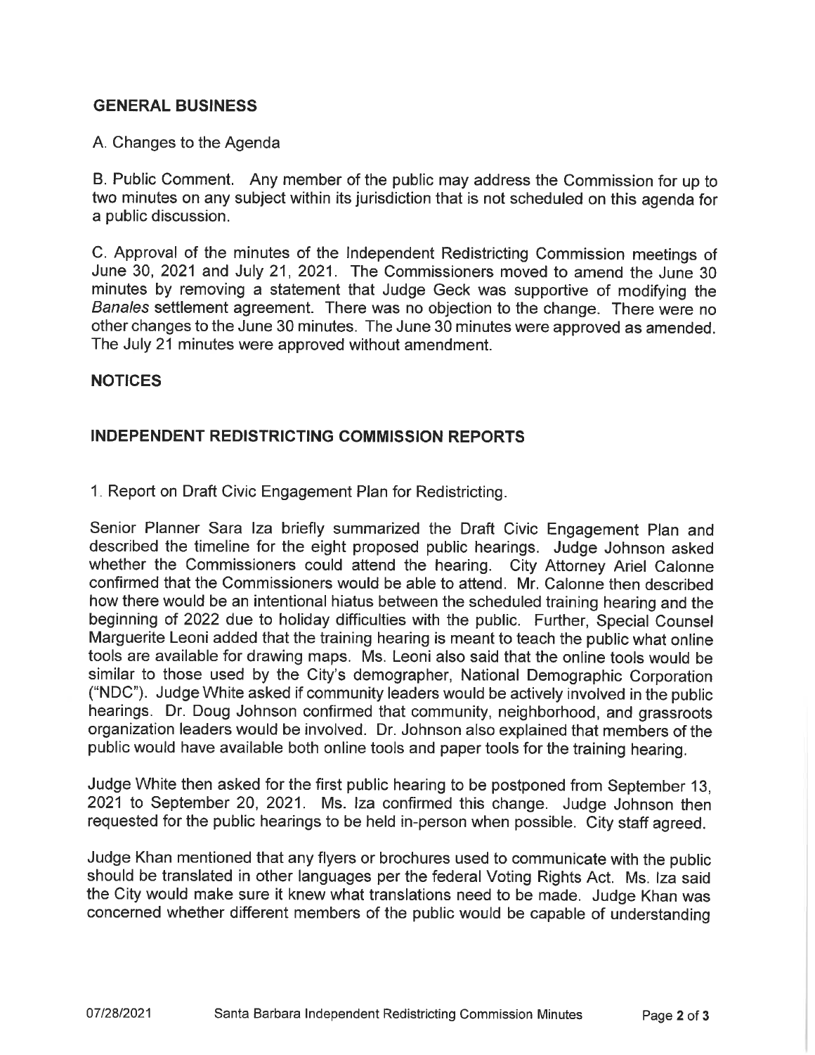## GENERAL BUSINESS

A. Changes to the Agenda

B. Public Comment. Any member of the public may address the Commission for up to two minutes on any subject within its jurisdiction that is not scheduled on this agenda for a public discussion.

C. Approval of the minutes of the Independent Redistricting Commission meetings of June 30, 2021 and July 21, 2021. The Commissioners moved to amend the June 30 minutes by removing a statement that Judge Geck was supportive of modifying the *Banales* settlement agreement. There was no objection to the change. There were no other changes to the June 30 minutes. The June 30 minutes were approved as amended. The July 21 minutes were approved without amendment.

## NOTICES

## INDEPENDENT REDISTRICTING COMMISSION REPORTS

1. Report on Draft Civic Engagement Plan for Redistricting.

Senior Planner Sara Iza briefly summarized the Draft Civic Engagement Plan and described the timeline for the eight proposed public hearings. Judge Johnson asked whether the Commissioners could attend the hearing. City Attorney Ariel Calonne confirmed that the Commissioners would be able to attend. Mr. Calonne then described how there would be an intentional hiatus between the scheduled training hearing and the beginning of 2022 due to holiday difficulties with the public. Further, Special Counsel Marguerite Leoni added that the training hearing is meant to teach the public what online tools are available for drawing maps. Ms. Leoni also said that the online tools would be similar to those used by the City's demographer, National Demographic Corporation ("NDC"). Judge White asked if community leaders would be actively involved in the public hearings. Dr. Doug Johnson confirmed that community, neighborhood, and grassroots organization leaders would be involved. Dr. Johnson also explained that members of the public would have available both online tools and paper tools for the training hearing.

Judge White then asked for the first public hearing to be postponed from September 13, 2021 to September 20, 2021. Ms. Iza confirmed this change. Judge Johnson then requested for the public hearings to be held in-person when possible. City staff agreed.

Judge Khan mentioned that any flyers or brochures used to communicate with the public should be translated in other languages per the federal Voting Rights Act. Ms. Iza said the City would make sure it knew what translations need to be made. Judge Khan was concerned whether different members of the public would be capable of understanding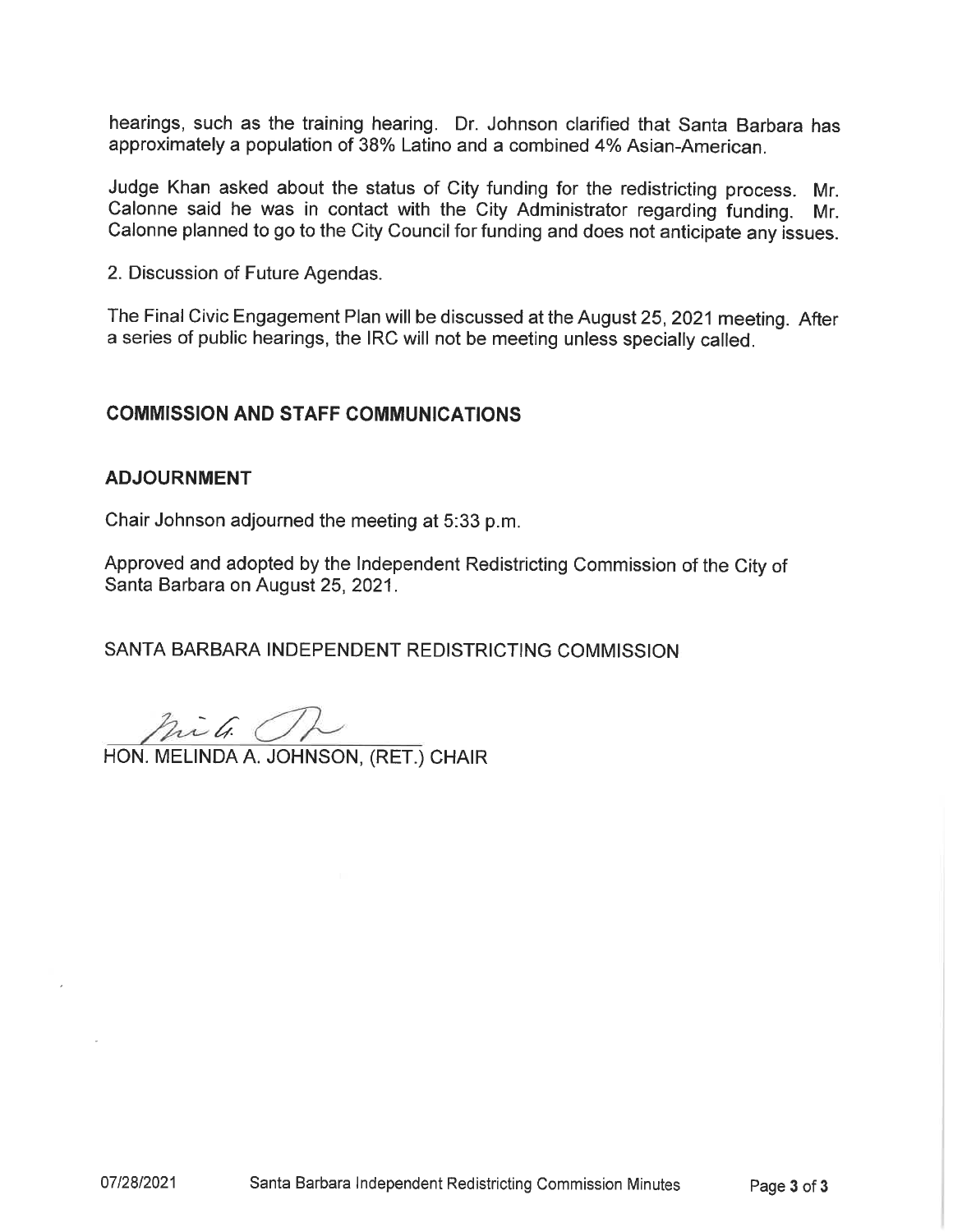hearings, such as the training hearing. Dr. Johnson clarified that Santa Barbara has approximately a population of 38% Latino and a combined 4% Asian-American.

Judge Khan asked about the status of City funding for the redistricting process. Mr. Calonne said he was in contact with the City Administrator regarding funding. Mr. Calonne planned to go to the City Council for funding and does not anticipate any issues.

2. Discussion of Future Agendas.

The Final Civic Engagement Plan will be discussed at the August 25, 2021 meeting. After a series of public hearings, the IRC will not be meeting unless specially called.

## COMMISSION AND STAFF COMMUNICATIONS

## ADJOURNMENT

Chair Johnson adjourned the meeting at 5:33 p.m.

Approved and adopted by the Independent Redistricting Commission of the City of Santa Barbara on August 25, 2021.

SANTA BARBARA INDEPENDENT REDISTRICTING COMMISSION

HON. MELINDA A. JOHNSON, (RET.) CHAIR